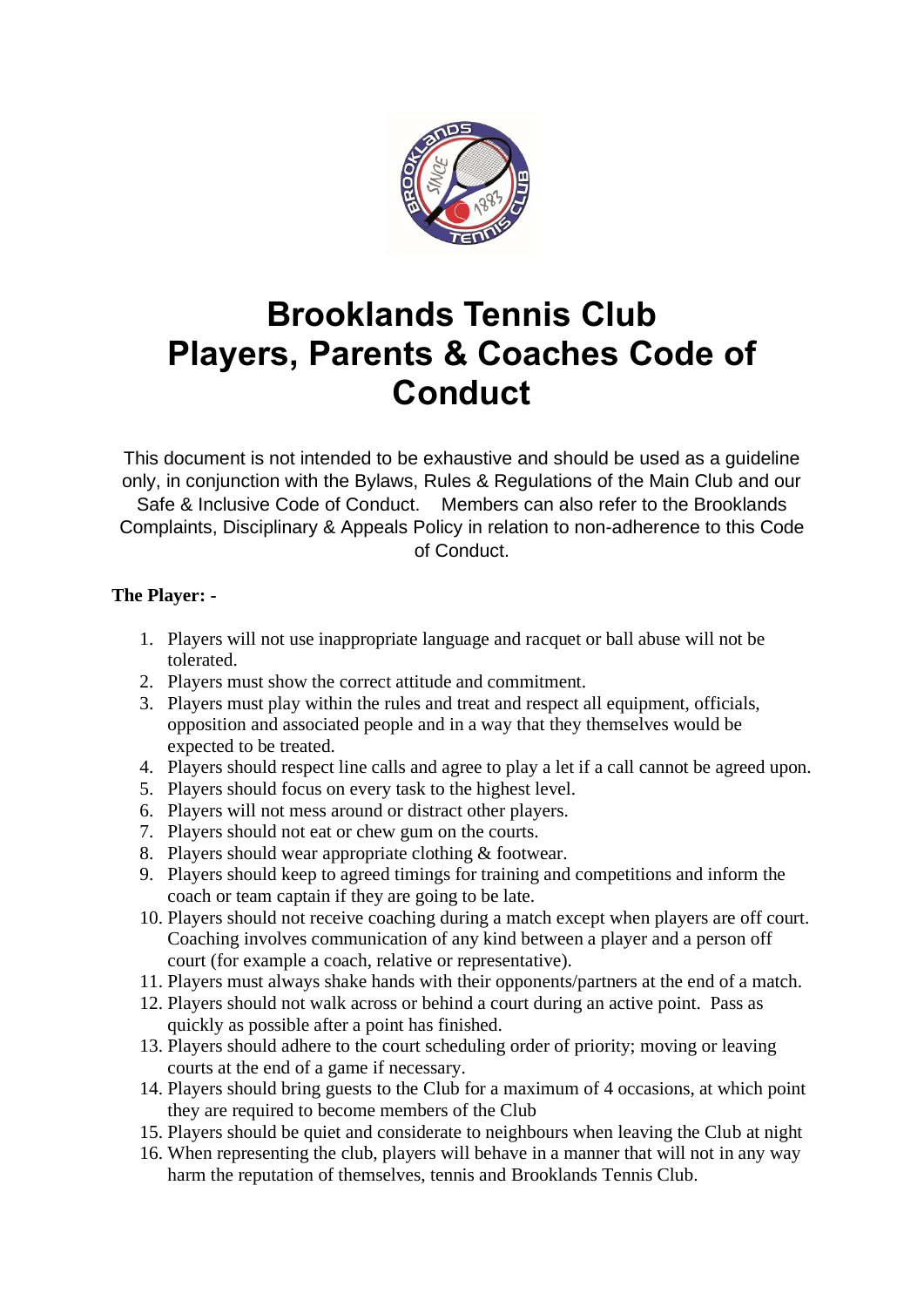# Brooklands Tennis Club
# Players, Parents & Coaches Code of Conduct

This document is not intended to be exhaustive and should be used as a guideline only, in conjunction with the Bylaws, Rules & Regulations of the Main Club and our Safe & Inclusive Code of Conduct. Members can also refer to the Brooklands Complaints, Disciplinary & Appeals Policy in relation to non-adherence to this Code of Conduct.

**The Player: -**

1. Players will not use inappropriate language and racquet or ball abuse will not be tolerated.
2. Players must show the correct attitude and commitment.
3. Players must play within the rules and treat and respect all equipment, officials, opposition and associated people and in a way that they themselves would be expected to be treated.
4. Players should respect line calls and agree to play a let if a call cannot be agreed upon.
5. Players should focus on every task to the highest level.
6. Players will not mess around or distract other players.
7. Players should not eat or chew gum on the courts.
8. Players should wear appropriate clothing & footwear.
9. Players should keep to agreed timings for training and competitions and inform the coach or team captain if they are going to be late.
10. Players should not receive coaching during a match except when players are off court. Coaching involves communication of any kind between a player and a person off court (for example a coach, relative or representative).
11. Players must always shake hands with their opponents/partners at the end of a match.
12. Players should not walk across or behind a court during an active point. Pass as quickly as possible after a point has finished.
13. Players should adhere to the court scheduling order of priority; moving or leaving courts at the end of a game if necessary.
14. Players should bring guests to the Club for a maximum of 4 occasions, at which point they are required to become members of the Club
15. Players should be quiet and considerate to neighbours when leaving the Club at night
16. When representing the club, players will behave in a manner that will not in any way harm the reputation of themselves, tennis and Brooklands Tennis Club.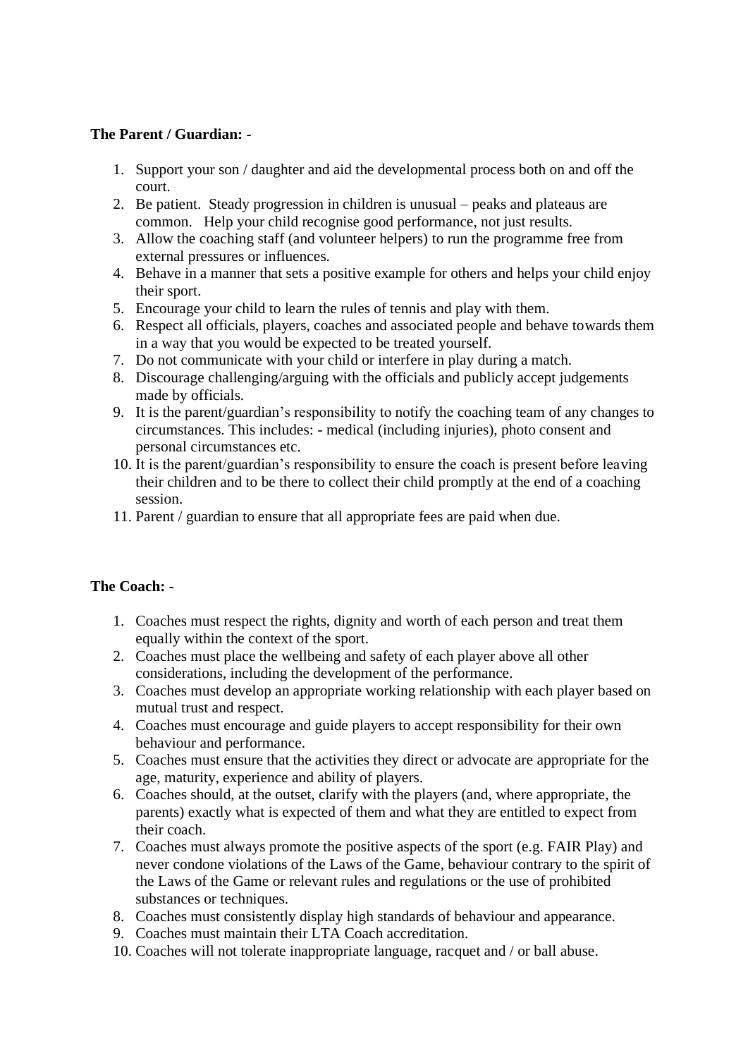**The Parent / Guardian: -**

1. Support your son / daughter and aid the developmental process both on and off the court.
2. Be patient. Steady progression in children is unusual – peaks and plateaus are common. Help your child recognise good performance, not just results.
3. Allow the coaching staff (and volunteer helpers) to run the programme free from external pressures or influences.
4. Behave in a manner that sets a positive example for others and helps your child enjoy their sport.
5. Encourage your child to learn the rules of tennis and play with them.
6. Respect all officials, players, coaches and associated people and behave towards them in a way that you would be expected to be treated yourself.
7. Do not communicate with your child or interfere in play during a match.
8. Discourage challenging/arguing with the officials and publicly accept judgements made by officials.
9. It is the parent/guardian's responsibility to notify the coaching team of any changes to circumstances. This includes: - medical (including injuries), photo consent and personal circumstances etc.
10. It is the parent/guardian's responsibility to ensure the coach is present before leaving their children and to be there to collect their child promptly at the end of a coaching session.
11. Parent / guardian to ensure that all appropriate fees are paid when due.

**The Coach: -**

1. Coaches must respect the rights, dignity and worth of each person and treat them equally within the context of the sport.
2. Coaches must place the wellbeing and safety of each player above all other considerations, including the development of the performance.
3. Coaches must develop an appropriate working relationship with each player based on mutual trust and respect.
4. Coaches must encourage and guide players to accept responsibility for their own behaviour and performance.
5. Coaches must ensure that the activities they direct or advocate are appropriate for the age, maturity, experience and ability of players.
6. Coaches should, at the outset, clarify with the players (and, where appropriate, the parents) exactly what is expected of them and what they are entitled to expect from their coach.
7. Coaches must always promote the positive aspects of the sport (e.g. FAIR Play) and never condone violations of the Laws of the Game, behaviour contrary to the spirit of the Laws of the Game or relevant rules and regulations or the use of prohibited substances or techniques.
8. Coaches must consistently display high standards of behaviour and appearance.
9. Coaches must maintain their LTA Coach accreditation.
10. Coaches will not tolerate inappropriate language, racquet and / or ball abuse.